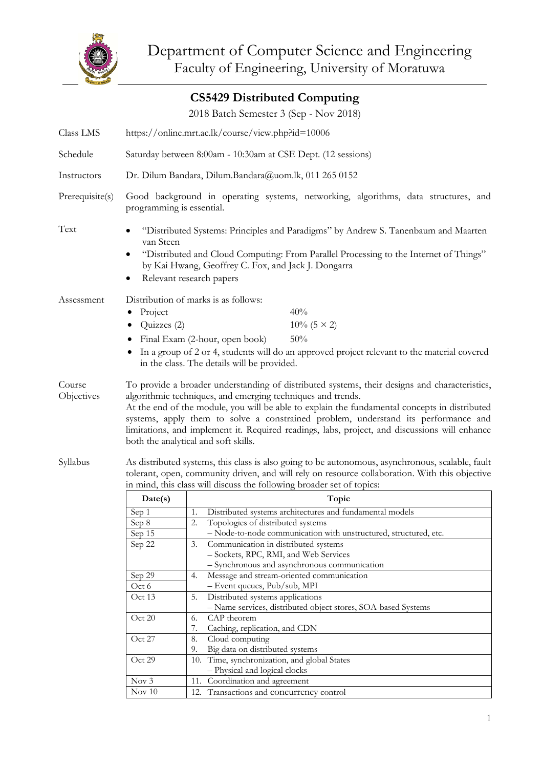# Department of Computer Science and Engineering

Faculty of Engineering, University of Moratuwa

## CS5429 Distributed Computing

2018 Batch Semester 3 (Sep - Nov 2018)

**Class LMS**
https://online.mrt.ac.lk/course/view.php?id=10006

**Schedule**
Saturday between 8:00am - 10:30am at CSE Dept. (12 sessions)

**Instructors**
Dr. Dilum Bandara, Dilum.Bandara@uom.lk, 011 265 0152

**Prerequisite(s)**
Good background in operating systems, networking, algorithms, data structures, and programming is essential.

**Text**

- "Distributed Systems: Principles and Paradigms" by Andrew S. Tanenbaum and Maarten van Steen
- "Distributed and Cloud Computing: From Parallel Processing to the Internet of Things" by Kai Hwang, Geoffrey C. Fox, and Jack J. Dongarra
- Relevant research papers

**Assessment**

Distribution of marks is as follows:

- Project 40%
- Quizzes (2) 10% (5 × 2)
- Final Exam (2-hour, open book) 50%
- In a group of 2 or 4, students will do an approved project relevant to the material covered in the class. The details will be provided.

**Course Objectives**

To provide a broader understanding of distributed systems, their designs and characteristics, algorithmic techniques, and emerging techniques and trends.
At the end of the module, you will be able to explain the fundamental concepts in distributed systems, apply them to solve a constrained problem, understand its performance and limitations, and implement it. Required readings, labs, project, and discussions will enhance both the analytical and soft skills.

**Syllabus**

As distributed systems, this class is also going to be autonomous, asynchronous, scalable, fault tolerant, open, community driven, and will rely on resource collaboration. With this objective in mind, this class will discuss the following broader set of topics:

| Date(s) | Topic |
|---|---|
| Sep 1 | 1. Distributed systems architectures and fundamental models |
| Sep 8<br>Sep 15 | 2. Topologies of distributed systems<br>– Node-to-node communication with unstructured, structured, etc. |
| Sep 22 | 3. Communication in distributed systems<br>– Sockets, RPC, RMI, and Web Services<br>– Synchronous and asynchronous communication |
| Sep 29<br>Oct 6 | 4. Message and stream-oriented communication<br>– Event queues, Pub/sub, MPI |
| Oct 13 | 5. Distributed systems applications<br>– Name services, distributed object stores, SOA-based Systems |
| Oct 20 | 6. CAP theorem<br>7. Caching, replication, and CDN |
| Oct 27 | 8. Cloud computing<br>9. Big data on distributed systems |
| Oct 29 | 10. Time, synchronization, and global States<br>– Physical and logical clocks |
| Nov 3 | 11. Coordination and agreement |
| Nov 10 | 12. Transactions and concurrency control |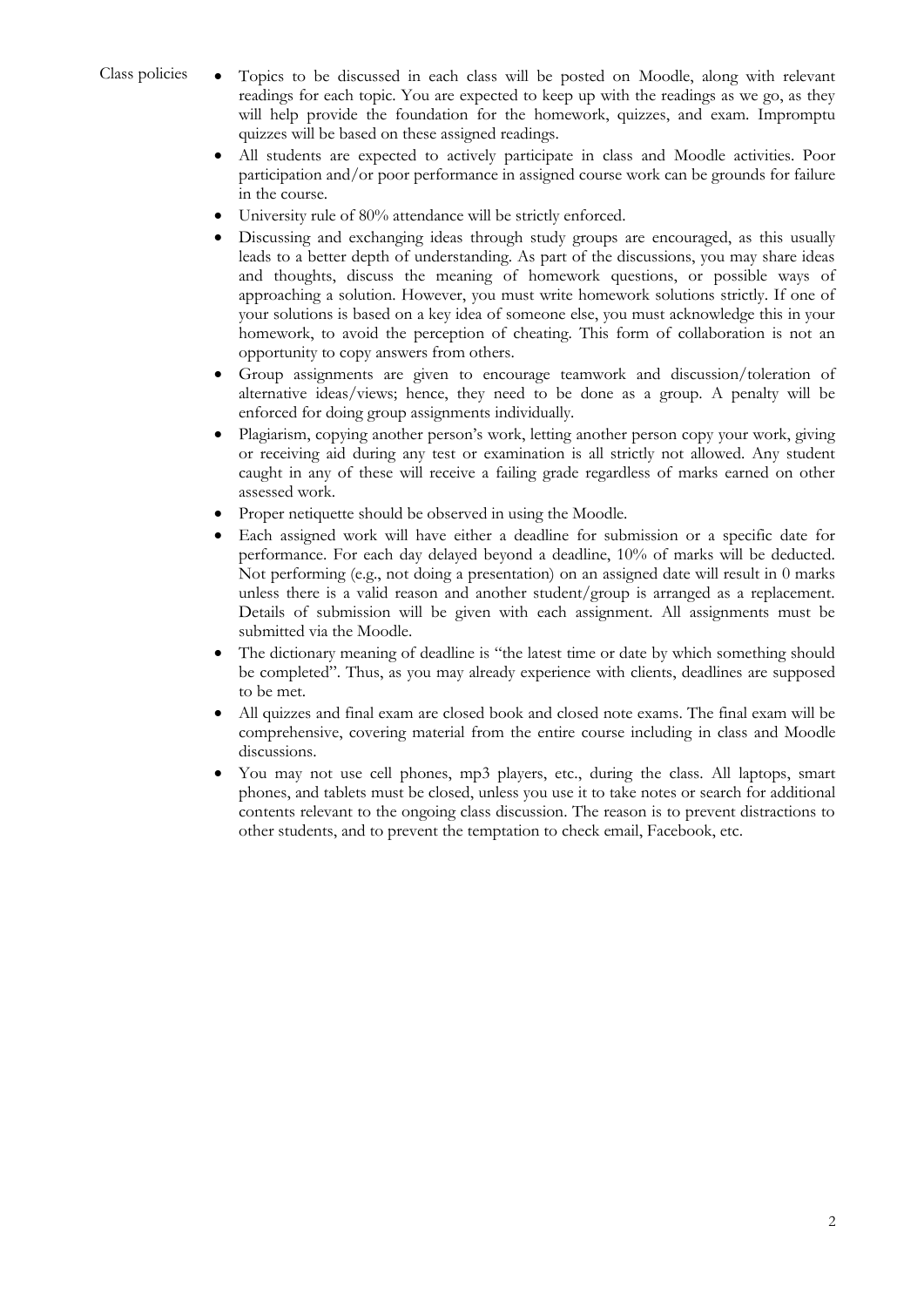Class policies

- Topics to be discussed in each class will be posted on Moodle, along with relevant readings for each topic. You are expected to keep up with the readings as we go, as they will help provide the foundation for the homework, quizzes, and exam. Impromptu quizzes will be based on these assigned readings.
- All students are expected to actively participate in class and Moodle activities. Poor participation and/or poor performance in assigned course work can be grounds for failure in the course.
- University rule of 80% attendance will be strictly enforced.
- Discussing and exchanging ideas through study groups are encouraged, as this usually leads to a better depth of understanding. As part of the discussions, you may share ideas and thoughts, discuss the meaning of homework questions, or possible ways of approaching a solution. However, you must write homework solutions strictly. If one of your solutions is based on a key idea of someone else, you must acknowledge this in your homework, to avoid the perception of cheating. This form of collaboration is not an opportunity to copy answers from others.
- Group assignments are given to encourage teamwork and discussion/toleration of alternative ideas/views; hence, they need to be done as a group. A penalty will be enforced for doing group assignments individually.
- Plagiarism, copying another person's work, letting another person copy your work, giving or receiving aid during any test or examination is all strictly not allowed. Any student caught in any of these will receive a failing grade regardless of marks earned on other assessed work.
- Proper netiquette should be observed in using the Moodle.
- Each assigned work will have either a deadline for submission or a specific date for performance. For each day delayed beyond a deadline, 10% of marks will be deducted. Not performing (e.g., not doing a presentation) on an assigned date will result in 0 marks unless there is a valid reason and another student/group is arranged as a replacement. Details of submission will be given with each assignment. All assignments must be submitted via the Moodle.
- The dictionary meaning of deadline is "the latest time or date by which something should be completed". Thus, as you may already experience with clients, deadlines are supposed to be met.
- All quizzes and final exam are closed book and closed note exams. The final exam will be comprehensive, covering material from the entire course including in class and Moodle discussions.
- You may not use cell phones, mp3 players, etc., during the class. All laptops, smart phones, and tablets must be closed, unless you use it to take notes or search for additional contents relevant to the ongoing class discussion. The reason is to prevent distractions to other students, and to prevent the temptation to check email, Facebook, etc.